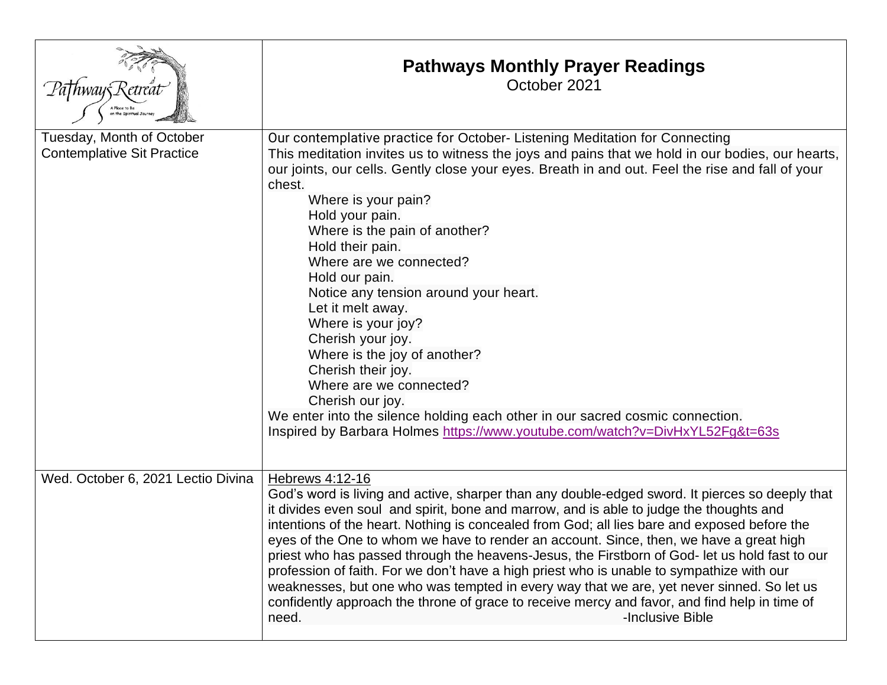# Pathways Monthly Prayer Readings

October 2021

| | |
|---|---|
| Tuesday, Month of October Contemplative Sit Practice | Our contemplative practice for October- Listening Meditation for Connecting<br>This meditation invites us to witness the joys and pains that we hold in our bodies, our hearts, our joints, our cells. Gently close your eyes. Breath in and out. Feel the rise and fall of your chest.<br>Where is your pain?<br>Hold your pain.<br>Where is the pain of another?<br>Hold their pain.<br>Where are we connected?<br>Hold our pain.<br>Notice any tension around your heart.<br>Let it melt away.<br>Where is your joy?<br>Cherish your joy.<br>Where is the joy of another?<br>Cherish their joy.<br>Where are we connected?<br>Cherish our joy.<br>We enter into the silence holding each other in our sacred cosmic connection.<br>Inspired by Barbara Holmes https://www.youtube.com/watch?v=DivHxYL52Fg&t=63s |
| Wed. October 6, 2021 Lectio Divina | Hebrews 4:12-16<br>God's word is living and active, sharper than any double-edged sword. It pierces so deeply that it divides even soul and spirit, bone and marrow, and is able to judge the thoughts and intentions of the heart. Nothing is concealed from God; all lies bare and exposed before the eyes of the One to whom we have to render an account. Since, then, we have a great high priest who has passed through the heavens-Jesus, the Firstborn of God- let us hold fast to our profession of faith. For we don't have a high priest who is unable to sympathize with our weaknesses, but one who was tempted in every way that we are, yet never sinned. So let us confidently approach the throne of grace to receive mercy and favor, and find help in time of need. -Inclusive Bible |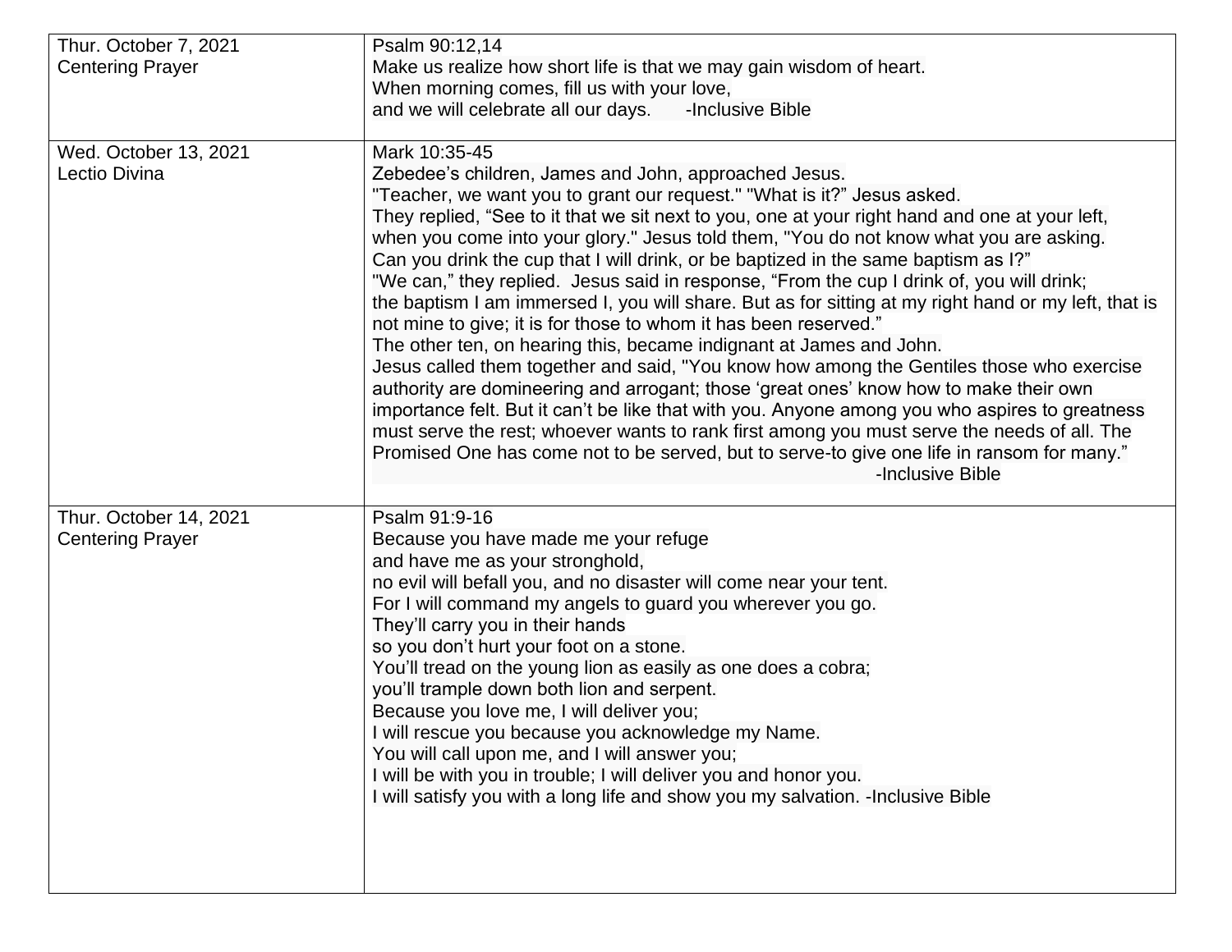| | |
|---|---|
| Thur. October 7, 2021<br>Centering Prayer | Psalm 90:12,14<br>Make us realize how short life is that we may gain wisdom of heart.<br>When morning comes, fill us with your love,<br>and we will celebrate all our days. -Inclusive Bible |
| Wed. October 13, 2021<br>Lectio Divina | Mark 10:35-45<br>Zebedee's children, James and John, approached Jesus.<br>"Teacher, we want you to grant our request." "What is it?" Jesus asked.<br>They replied, "See to it that we sit next to you, one at your right hand and one at your left, when you come into your glory." Jesus told them, "You do not know what you are asking. Can you drink the cup that I will drink, or be baptized in the same baptism as I?"<br>"We can," they replied. Jesus said in response, "From the cup I drink of, you will drink; the baptism I am immersed I, you will share. But as for sitting at my right hand or my left, that is not mine to give; it is for those to whom it has been reserved."<br>The other ten, on hearing this, became indignant at James and John.<br>Jesus called them together and said, "You know how among the Gentiles those who exercise authority are domineering and arrogant; those 'great ones' know how to make their own importance felt. But it can't be like that with you. Anyone among you who aspires to greatness must serve the rest; whoever wants to rank first among you must serve the needs of all. The Promised One has come not to be served, but to serve-to give one life in ransom for many."<br>-Inclusive Bible |
| Thur. October 14, 2021<br>Centering Prayer | Psalm 91:9-16<br>Because you have made me your refuge<br>and have me as your stronghold,<br>no evil will befall you, and no disaster will come near your tent.<br>For I will command my angels to guard you wherever you go.<br>They'll carry you in their hands<br>so you don't hurt your foot on a stone.<br>You'll tread on the young lion as easily as one does a cobra;<br>you'll trample down both lion and serpent.<br>Because you love me, I will deliver you;<br>I will rescue you because you acknowledge my Name.<br>You will call upon me, and I will answer you;<br>I will be with you in trouble; I will deliver you and honor you.<br>I will satisfy you with a long life and show you my salvation. -Inclusive Bible |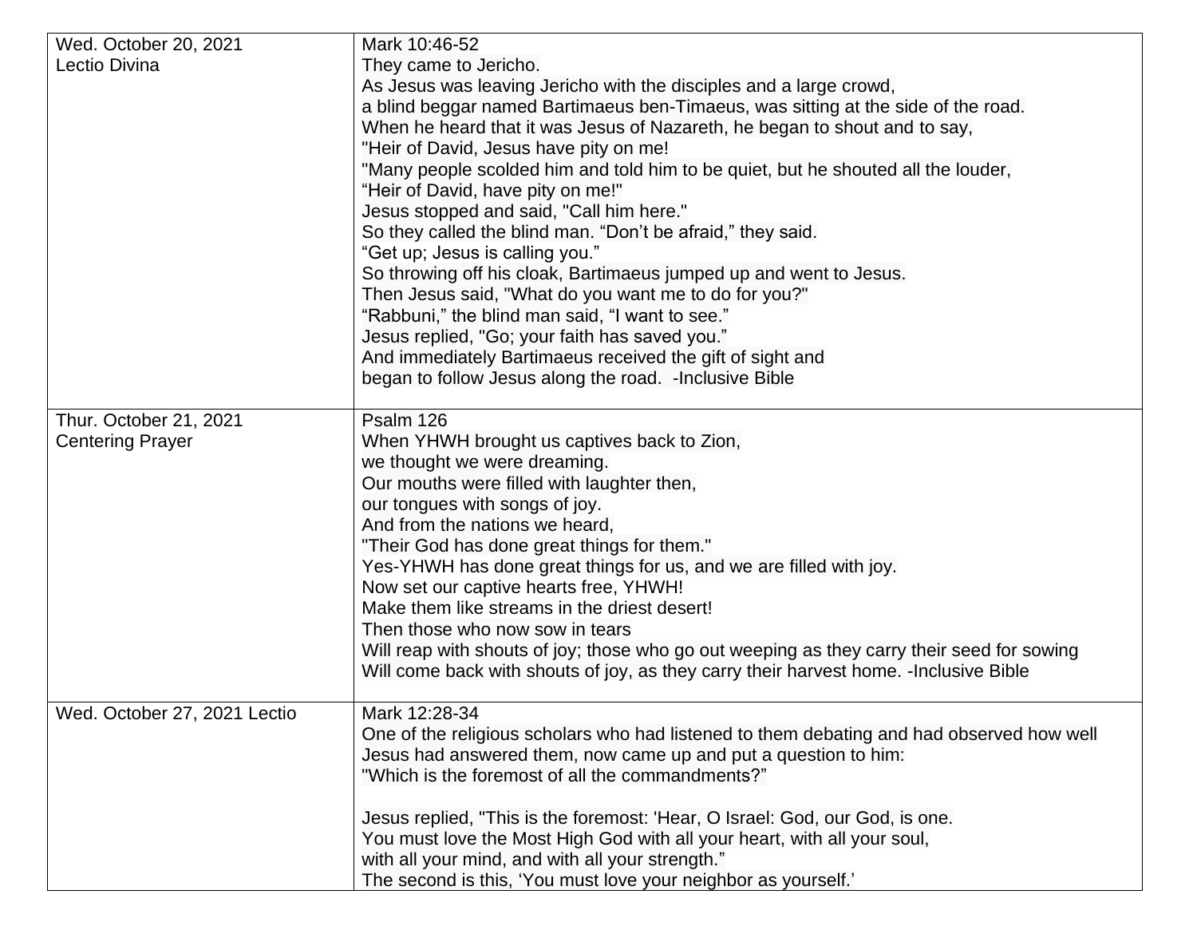| Wed. October 20, 2021<br>Lectio Divina | Mark 10:46-52<br>They came to Jericho.<br>As Jesus was leaving Jericho with the disciples and a large crowd,<br>a blind beggar named Bartimaeus ben-Timaeus, was sitting at the side of the road.<br>When he heard that it was Jesus of Nazareth, he began to shout and to say,<br>"Heir of David, Jesus have pity on me!<br>"Many people scolded him and told him to be quiet, but he shouted all the louder,<br>“Heir of David, have pity on me!"<br>Jesus stopped and said, "Call him here."<br>So they called the blind man. “Don’t be afraid,” they said.<br>“Get up; Jesus is calling you.”<br>So throwing off his cloak, Bartimaeus jumped up and went to Jesus.<br>Then Jesus said, "What do you want me to do for you?"<br>“Rabbuni,” the blind man said, “I want to see.”<br>Jesus replied, "Go; your faith has saved you.”<br>And immediately Bartimaeus received the gift of sight and<br>began to follow Jesus along the road. -Inclusive Bible |
|---|---|
| Thur. October 21, 2021<br>Centering Prayer | Psalm 126<br>When YHWH brought us captives back to Zion,<br>we thought we were dreaming.<br>Our mouths were filled with laughter then,<br>our tongues with songs of joy.<br>And from the nations we heard,<br>"Their God has done great things for them."<br>Yes-YHWH has done great things for us, and we are filled with joy.<br>Now set our captive hearts free, YHWH!<br>Make them like streams in the driest desert!<br>Then those who now sow in tears<br>Will reap with shouts of joy; those who go out weeping as they carry their seed for sowing<br>Will come back with shouts of joy, as they carry their harvest home. -Inclusive Bible |
| Wed. October 27, 2021 Lectio | Mark 12:28-34<br>One of the religious scholars who had listened to them debating and had observed how well Jesus had answered them, now came up and put a question to him:<br>"Which is the foremost of all the commandments?”<br><br>Jesus replied, "This is the foremost: 'Hear, O Israel: God, our God, is one.<br>You must love the Most High God with all your heart, with all your soul,<br>with all your mind, and with all your strength.”<br>The second is this, ‘You must love your neighbor as yourself.’ |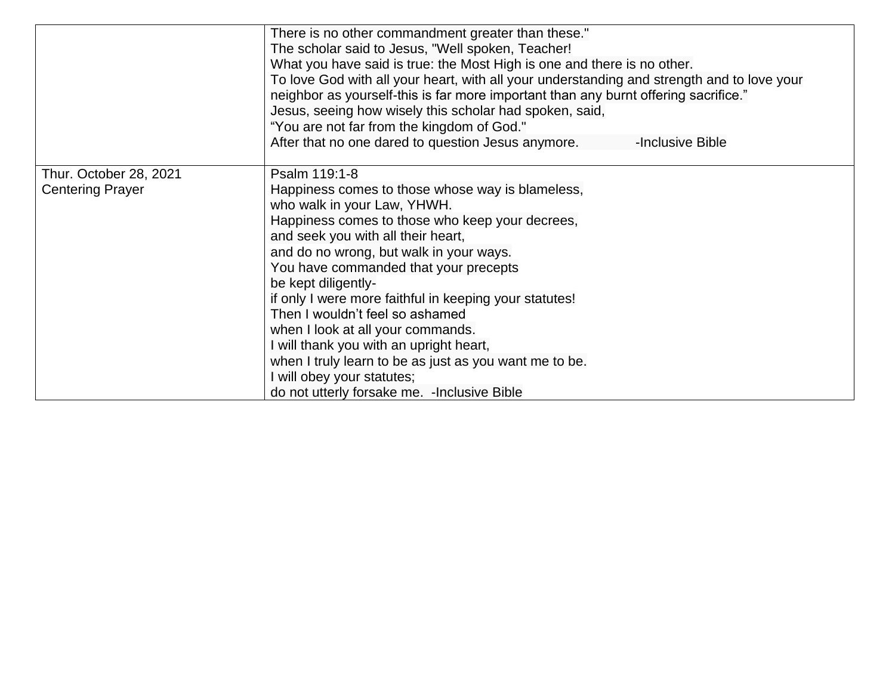| | |
|---|---|
| | There is no other commandment greater than these."<br>The scholar said to Jesus, "Well spoken, Teacher!<br>What you have said is true: the Most High is one and there is no other.<br>To love God with all your heart, with all your understanding and strength and to love your neighbor as yourself-this is far more important than any burnt offering sacrifice."<br>Jesus, seeing how wisely this scholar had spoken, said,<br>"You are not far from the kingdom of God."<br>After that no one dared to question Jesus anymore. -Inclusive Bible |
| Thur. October 28, 2021<br>Centering Prayer | Psalm 119:1-8<br>Happiness comes to those whose way is blameless,<br>who walk in your Law, YHWH.<br>Happiness comes to those who keep your decrees,<br>and seek you with all their heart,<br>and do no wrong, but walk in your ways.<br>You have commanded that your precepts<br>be kept diligently-<br>if only I were more faithful in keeping your statutes!<br>Then I wouldn't feel so ashamed<br>when I look at all your commands.<br>I will thank you with an upright heart,<br>when I truly learn to be as just as you want me to be.<br>I will obey your statutes;<br>do not utterly forsake me. -Inclusive Bible |